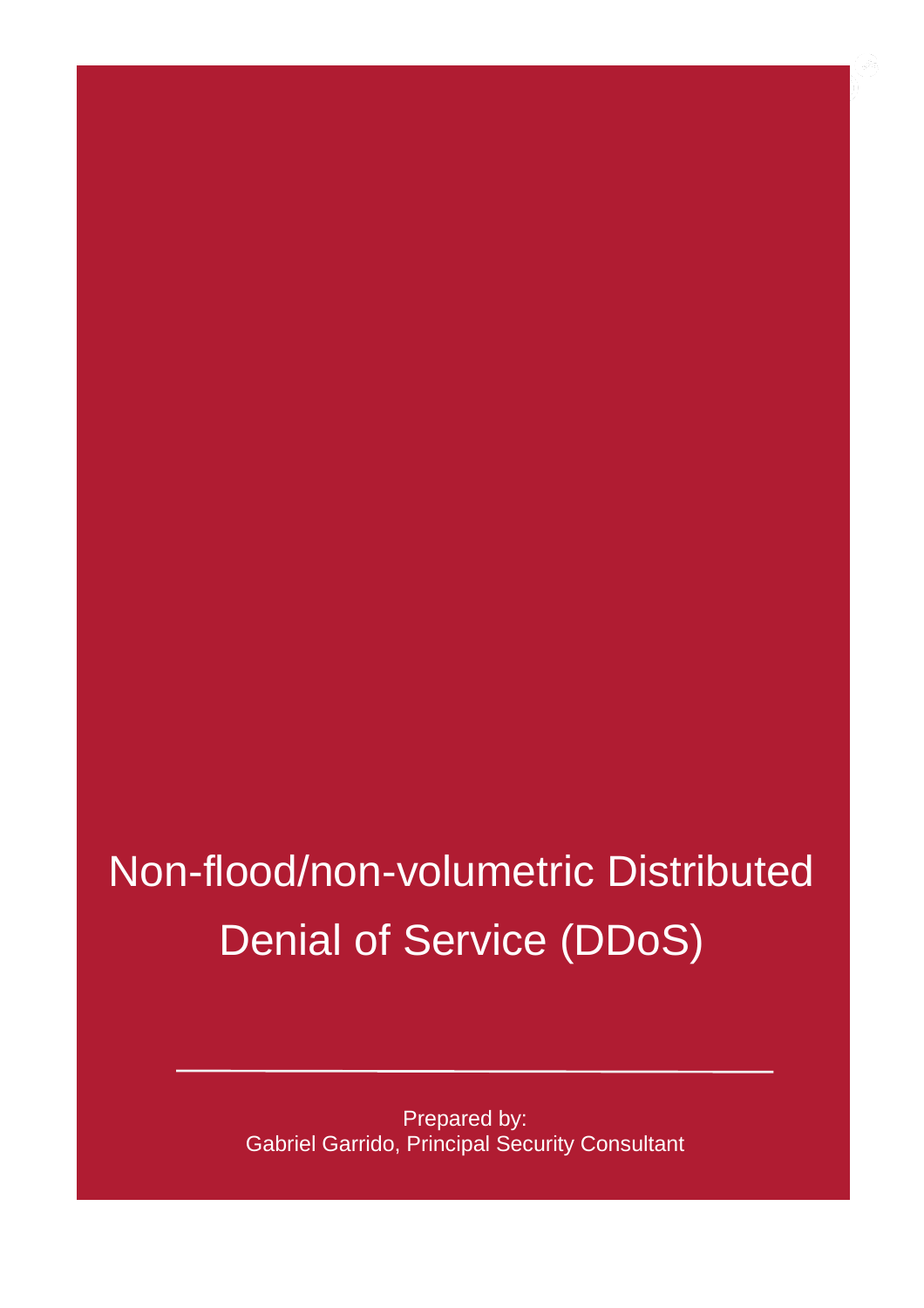# Non-flood/non-volumetric Distributed Denial of Service (DDoS)

---

Prepared by:
Gabriel Garrido, Principal Security Consultant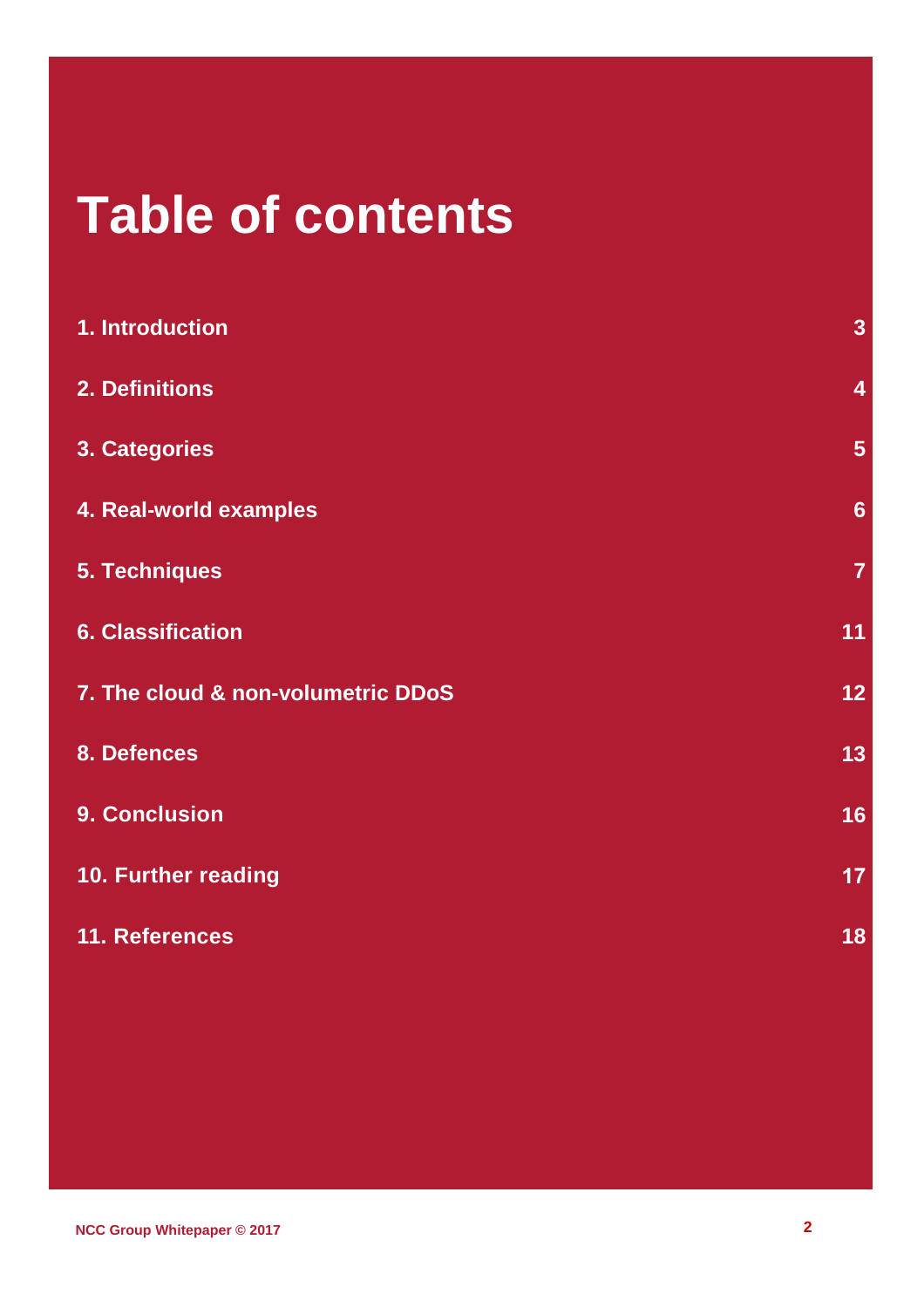# Table of contents

| | |
|---|---|
| 1. Introduction | 3 |
| 2. Definitions | 4 |
| 3. Categories | 5 |
| 4. Real-world examples | 6 |
| 5. Techniques | 7 |
| 6. Classification | 11 |
| 7. The cloud & non-volumetric DDoS | 12 |
| 8. Defences | 13 |
| 9. Conclusion | 16 |
| 10. Further reading | 17 |
| 11. References | 18 |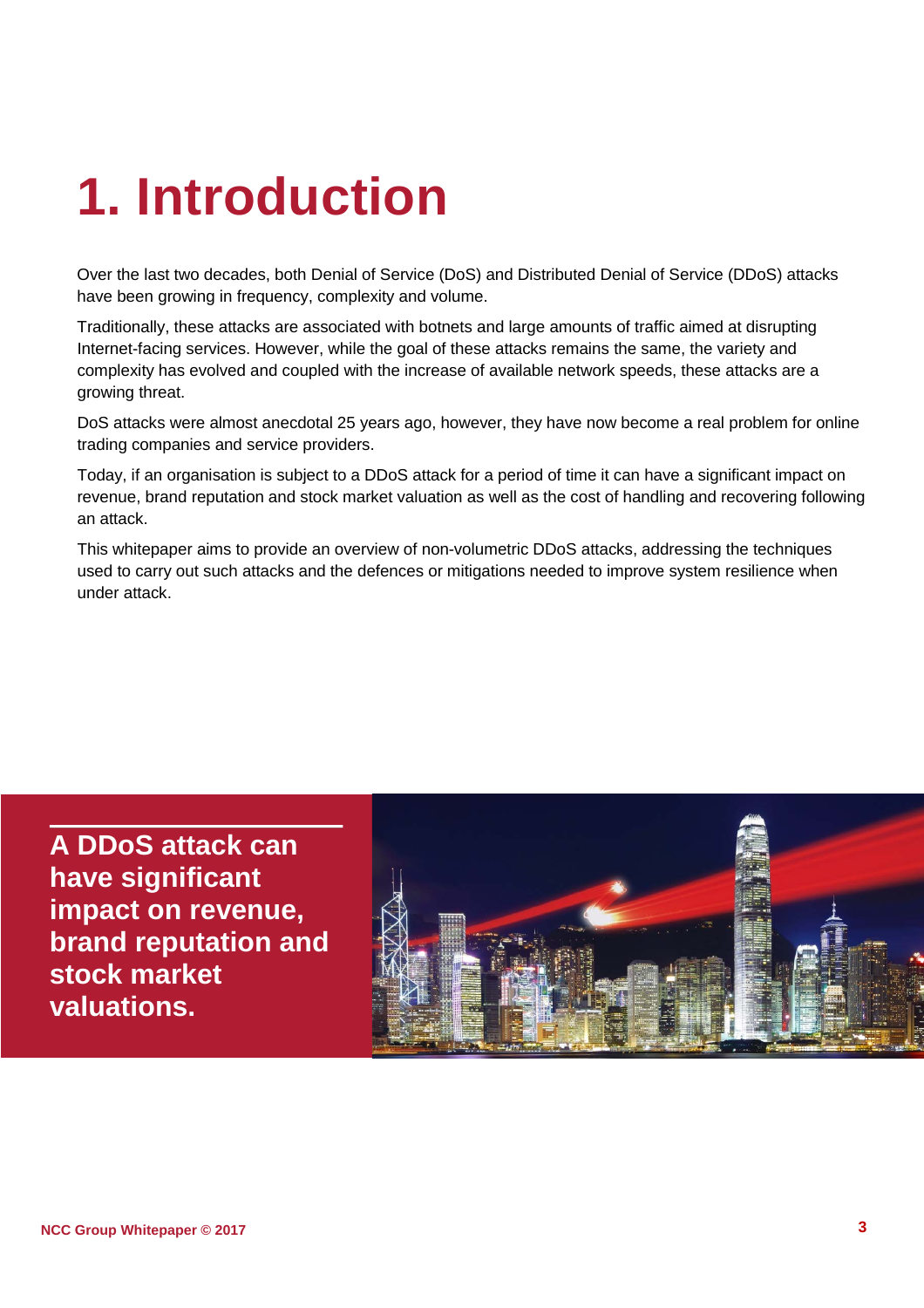# 1. Introduction

Over the last two decades, both Denial of Service (DoS) and Distributed Denial of Service (DDoS) attacks have been growing in frequency, complexity and volume.

Traditionally, these attacks are associated with botnets and large amounts of traffic aimed at disrupting Internet-facing services. However, while the goal of these attacks remains the same, the variety and complexity has evolved and coupled with the increase of available network speeds, these attacks are a growing threat.

DoS attacks were almost anecdotal 25 years ago, however, they have now become a real problem for online trading companies and service providers.

Today, if an organisation is subject to a DDoS attack for a period of time it can have a significant impact on revenue, brand reputation and stock market valuation as well as the cost of handling and recovering following an attack.

This whitepaper aims to provide an overview of non-volumetric DDoS attacks, addressing the techniques used to carry out such attacks and the defences or mitigations needed to improve system resilience when under attack.

**A DDoS attack can have significant impact on revenue, brand reputation and stock market valuations.**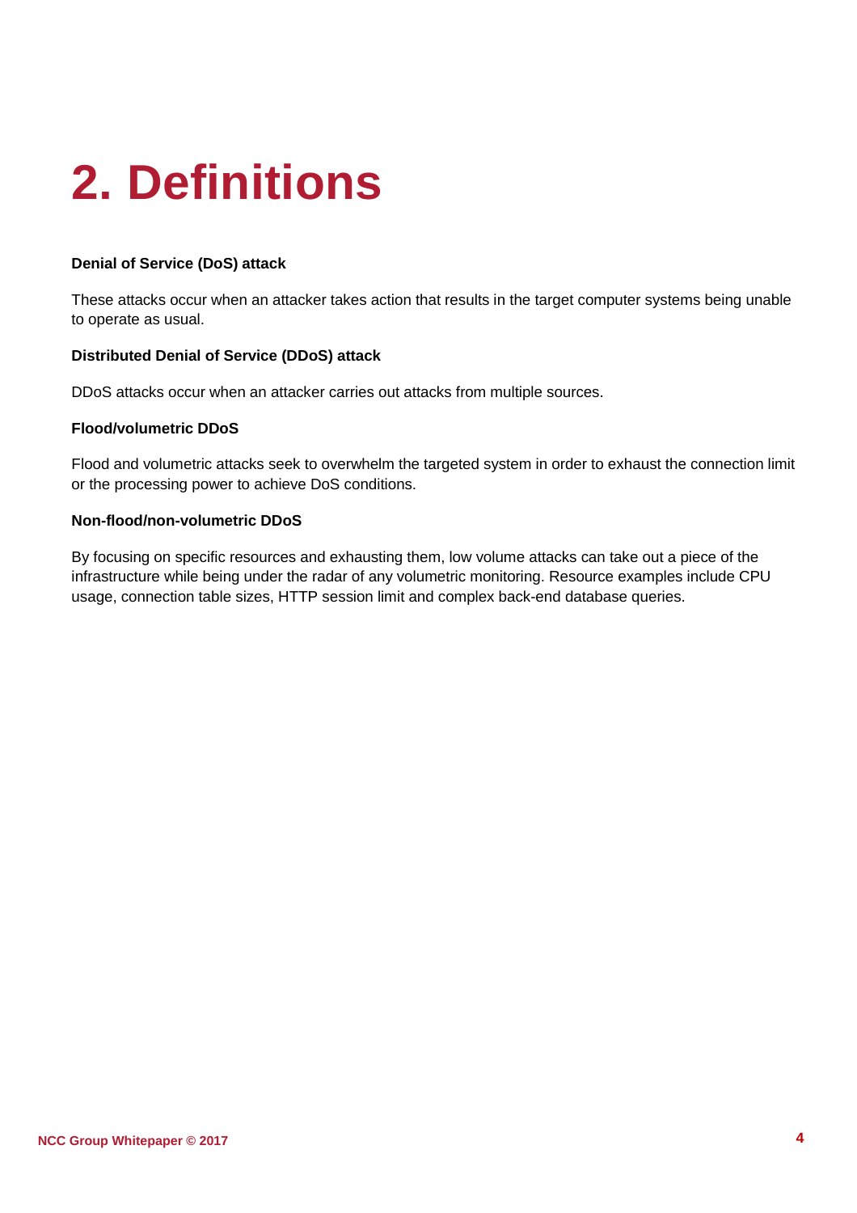# 2. Definitions

**Denial of Service (DoS) attack**

These attacks occur when an attacker takes action that results in the target computer systems being unable to operate as usual.

**Distributed Denial of Service (DDoS) attack**

DDoS attacks occur when an attacker carries out attacks from multiple sources.

**Flood/volumetric DDoS**

Flood and volumetric attacks seek to overwhelm the targeted system in order to exhaust the connection limit or the processing power to achieve DoS conditions.

**Non-flood/non-volumetric DDoS**

By focusing on specific resources and exhausting them, low volume attacks can take out a piece of the infrastructure while being under the radar of any volumetric monitoring. Resource examples include CPU usage, connection table sizes, HTTP session limit and complex back-end database queries.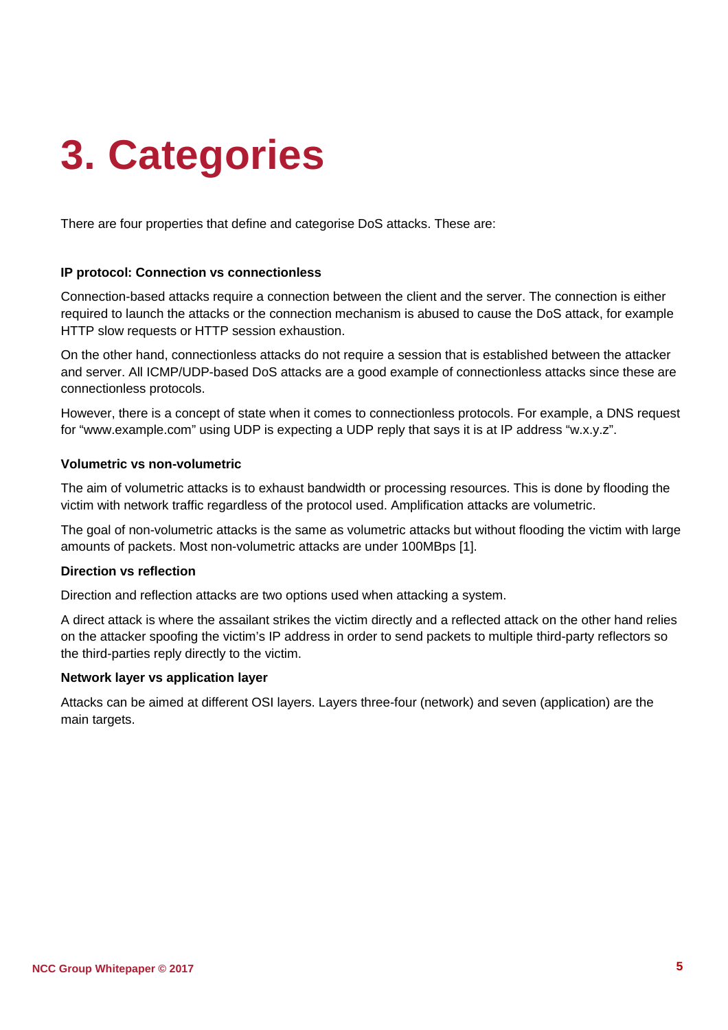# 3. Categories

There are four properties that define and categorise DoS attacks. These are:

**IP protocol: Connection vs connectionless**

Connection-based attacks require a connection between the client and the server. The connection is either required to launch the attacks or the connection mechanism is abused to cause the DoS attack, for example HTTP slow requests or HTTP session exhaustion.

On the other hand, connectionless attacks do not require a session that is established between the attacker and server. All ICMP/UDP-based DoS attacks are a good example of connectionless attacks since these are connectionless protocols.

However, there is a concept of state when it comes to connectionless protocols. For example, a DNS request for “www.example.com” using UDP is expecting a UDP reply that says it is at IP address “w.x.y.z”.

**Volumetric vs non-volumetric**

The aim of volumetric attacks is to exhaust bandwidth or processing resources. This is done by flooding the victim with network traffic regardless of the protocol used. Amplification attacks are volumetric.

The goal of non-volumetric attacks is the same as volumetric attacks but without flooding the victim with large amounts of packets. Most non-volumetric attacks are under 100MBps [1].

**Direction vs reflection**

Direction and reflection attacks are two options used when attacking a system.

A direct attack is where the assailant strikes the victim directly and a reflected attack on the other hand relies on the attacker spoofing the victim’s IP address in order to send packets to multiple third-party reflectors so the third-parties reply directly to the victim.

**Network layer vs application layer**

Attacks can be aimed at different OSI layers. Layers three-four (network) and seven (application) are the main targets.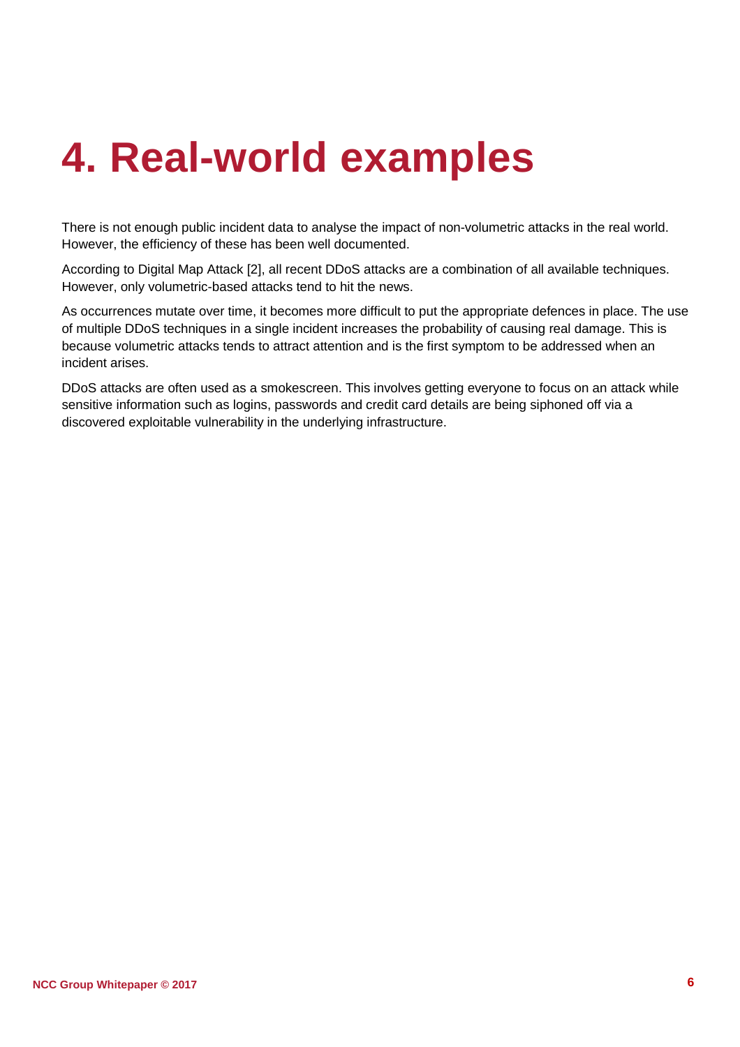# 4. Real-world examples

There is not enough public incident data to analyse the impact of non-volumetric attacks in the real world. However, the efficiency of these has been well documented.

According to Digital Map Attack [2], all recent DDoS attacks are a combination of all available techniques. However, only volumetric-based attacks tend to hit the news.

As occurrences mutate over time, it becomes more difficult to put the appropriate defences in place. The use of multiple DDoS techniques in a single incident increases the probability of causing real damage. This is because volumetric attacks tends to attract attention and is the first symptom to be addressed when an incident arises.

DDoS attacks are often used as a smokescreen. This involves getting everyone to focus on an attack while sensitive information such as logins, passwords and credit card details are being siphoned off via a discovered exploitable vulnerability in the underlying infrastructure.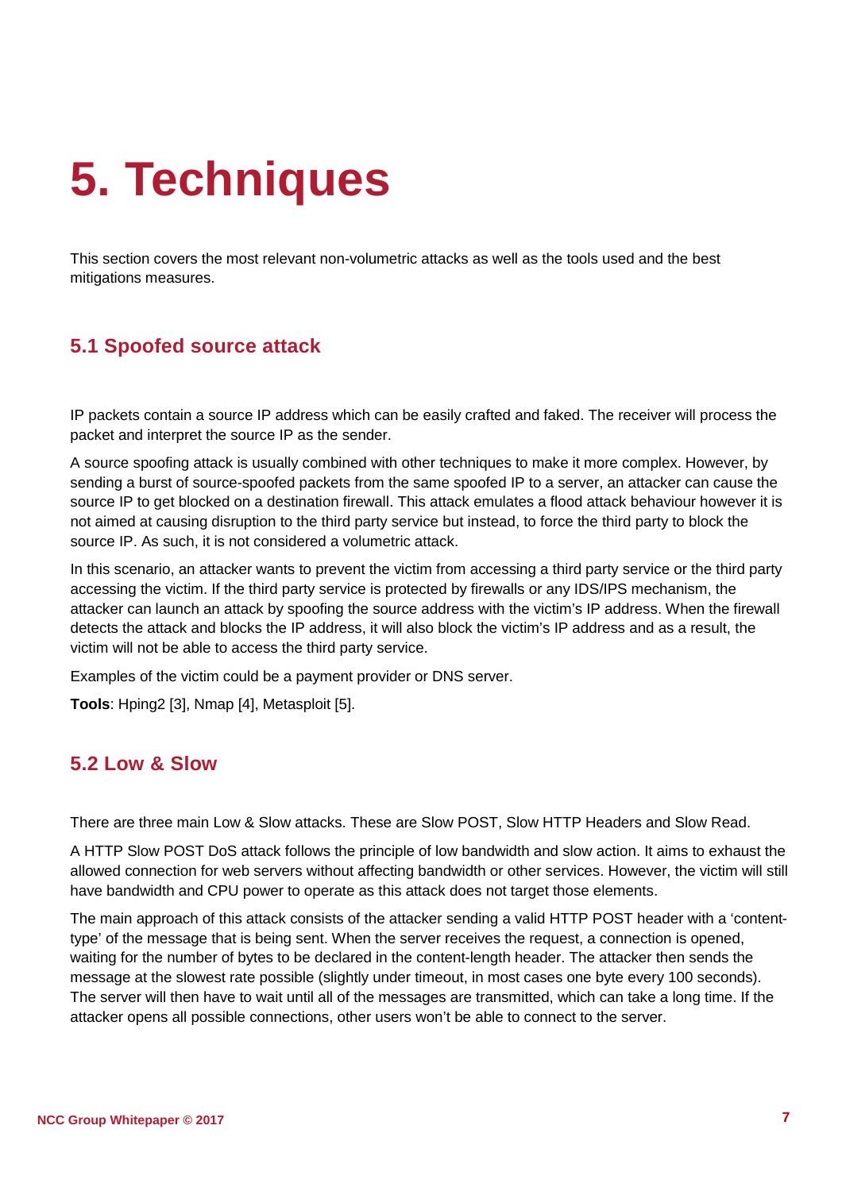# 5. Techniques

This section covers the most relevant non-volumetric attacks as well as the tools used and the best mitigations measures.

## 5.1 Spoofed source attack

IP packets contain a source IP address which can be easily crafted and faked. The receiver will process the packet and interpret the source IP as the sender.

A source spoofing attack is usually combined with other techniques to make it more complex. However, by sending a burst of source-spoofed packets from the same spoofed IP to a server, an attacker can cause the source IP to get blocked on a destination firewall. This attack emulates a flood attack behaviour however it is not aimed at causing disruption to the third party service but instead, to force the third party to block the source IP. As such, it is not considered a volumetric attack.

In this scenario, an attacker wants to prevent the victim from accessing a third party service or the third party accessing the victim. If the third party service is protected by firewalls or any IDS/IPS mechanism, the attacker can launch an attack by spoofing the source address with the victim's IP address. When the firewall detects the attack and blocks the IP address, it will also block the victim's IP address and as a result, the victim will not be able to access the third party service.

Examples of the victim could be a payment provider or DNS server.

**Tools**: Hping2 [3], Nmap [4], Metasploit [5].

## 5.2 Low & Slow

There are three main Low & Slow attacks. These are Slow POST, Slow HTTP Headers and Slow Read.

A HTTP Slow POST DoS attack follows the principle of low bandwidth and slow action. It aims to exhaust the allowed connection for web servers without affecting bandwidth or other services. However, the victim will still have bandwidth and CPU power to operate as this attack does not target those elements.

The main approach of this attack consists of the attacker sending a valid HTTP POST header with a 'content-type' of the message that is being sent. When the server receives the request, a connection is opened, waiting for the number of bytes to be declared in the content-length header. The attacker then sends the message at the slowest rate possible (slightly under timeout, in most cases one byte every 100 seconds). The server will then have to wait until all of the messages are transmitted, which can take a long time. If the attacker opens all possible connections, other users won't be able to connect to the server.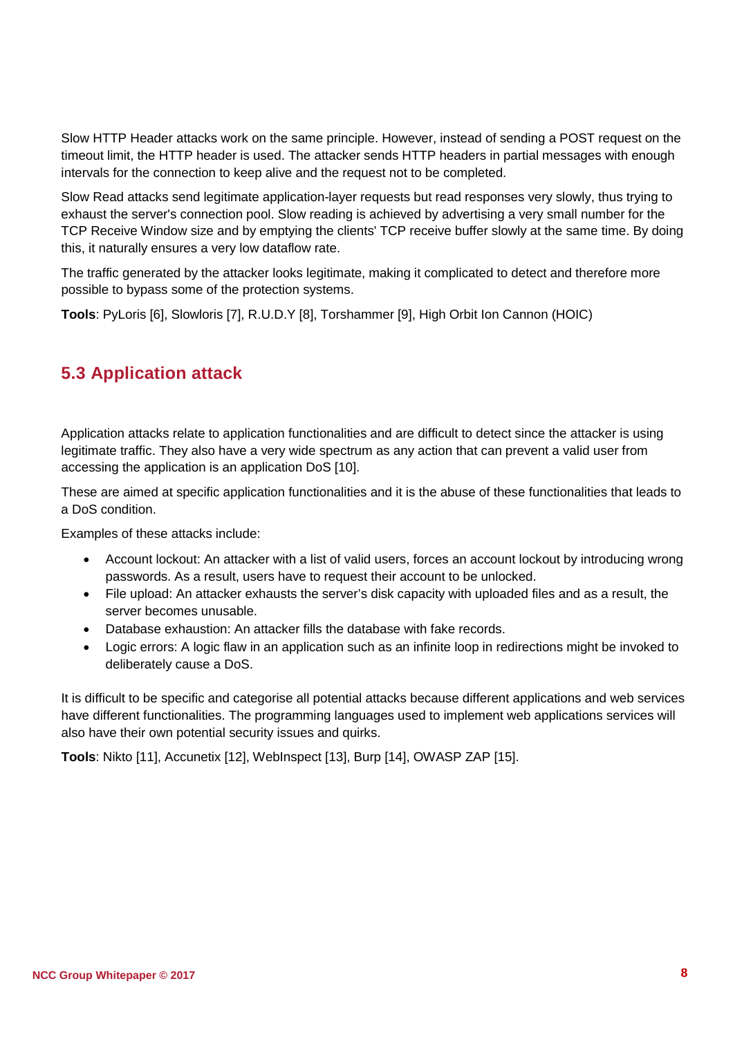Slow HTTP Header attacks work on the same principle. However, instead of sending a POST request on the timeout limit, the HTTP header is used. The attacker sends HTTP headers in partial messages with enough intervals for the connection to keep alive and the request not to be completed.

Slow Read attacks send legitimate application-layer requests but read responses very slowly, thus trying to exhaust the server's connection pool. Slow reading is achieved by advertising a very small number for the TCP Receive Window size and by emptying the clients' TCP receive buffer slowly at the same time. By doing this, it naturally ensures a very low dataflow rate.

The traffic generated by the attacker looks legitimate, making it complicated to detect and therefore more possible to bypass some of the protection systems.

**Tools**: PyLoris [6], Slowloris [7], R.U.D.Y [8], Torshammer [9], High Orbit Ion Cannon (HOIC)

## 5.3 Application attack

Application attacks relate to application functionalities and are difficult to detect since the attacker is using legitimate traffic. They also have a very wide spectrum as any action that can prevent a valid user from accessing the application is an application DoS [10].

These are aimed at specific application functionalities and it is the abuse of these functionalities that leads to a DoS condition.

Examples of these attacks include:

- Account lockout: An attacker with a list of valid users, forces an account lockout by introducing wrong passwords. As a result, users have to request their account to be unlocked.
- File upload: An attacker exhausts the server's disk capacity with uploaded files and as a result, the server becomes unusable.
- Database exhaustion: An attacker fills the database with fake records.
- Logic errors: A logic flaw in an application such as an infinite loop in redirections might be invoked to deliberately cause a DoS.

It is difficult to be specific and categorise all potential attacks because different applications and web services have different functionalities. The programming languages used to implement web applications services will also have their own potential security issues and quirks.

**Tools**: Nikto [11], Accunetix [12], WebInspect [13], Burp [14], OWASP ZAP [15].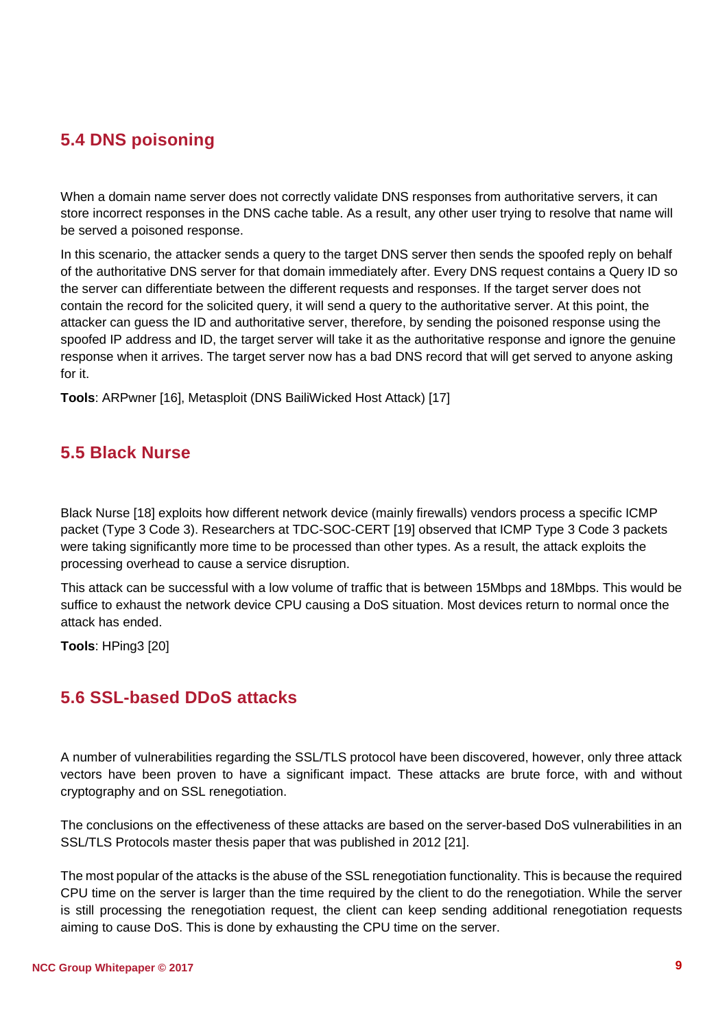## 5.4 DNS poisoning

When a domain name server does not correctly validate DNS responses from authoritative servers, it can store incorrect responses in the DNS cache table. As a result, any other user trying to resolve that name will be served a poisoned response.

In this scenario, the attacker sends a query to the target DNS server then sends the spoofed reply on behalf of the authoritative DNS server for that domain immediately after. Every DNS request contains a Query ID so the server can differentiate between the different requests and responses. If the target server does not contain the record for the solicited query, it will send a query to the authoritative server. At this point, the attacker can guess the ID and authoritative server, therefore, by sending the poisoned response using the spoofed IP address and ID, the target server will take it as the authoritative response and ignore the genuine response when it arrives. The target server now has a bad DNS record that will get served to anyone asking for it.

**Tools**: ARPwner [16], Metasploit (DNS BailiWicked Host Attack) [17]

## 5.5 Black Nurse

Black Nurse [18] exploits how different network device (mainly firewalls) vendors process a specific ICMP packet (Type 3 Code 3). Researchers at TDC-SOC-CERT [19] observed that ICMP Type 3 Code 3 packets were taking significantly more time to be processed than other types. As a result, the attack exploits the processing overhead to cause a service disruption.

This attack can be successful with a low volume of traffic that is between 15Mbps and 18Mbps. This would be suffice to exhaust the network device CPU causing a DoS situation. Most devices return to normal once the attack has ended.

**Tools**: HPing3 [20]

## 5.6 SSL-based DDoS attacks

A number of vulnerabilities regarding the SSL/TLS protocol have been discovered, however, only three attack vectors have been proven to have a significant impact. These attacks are brute force, with and without cryptography and on SSL renegotiation.

The conclusions on the effectiveness of these attacks are based on the server-based DoS vulnerabilities in an SSL/TLS Protocols master thesis paper that was published in 2012 [21].

The most popular of the attacks is the abuse of the SSL renegotiation functionality. This is because the required CPU time on the server is larger than the time required by the client to do the renegotiation. While the server is still processing the renegotiation request, the client can keep sending additional renegotiation requests aiming to cause DoS. This is done by exhausting the CPU time on the server.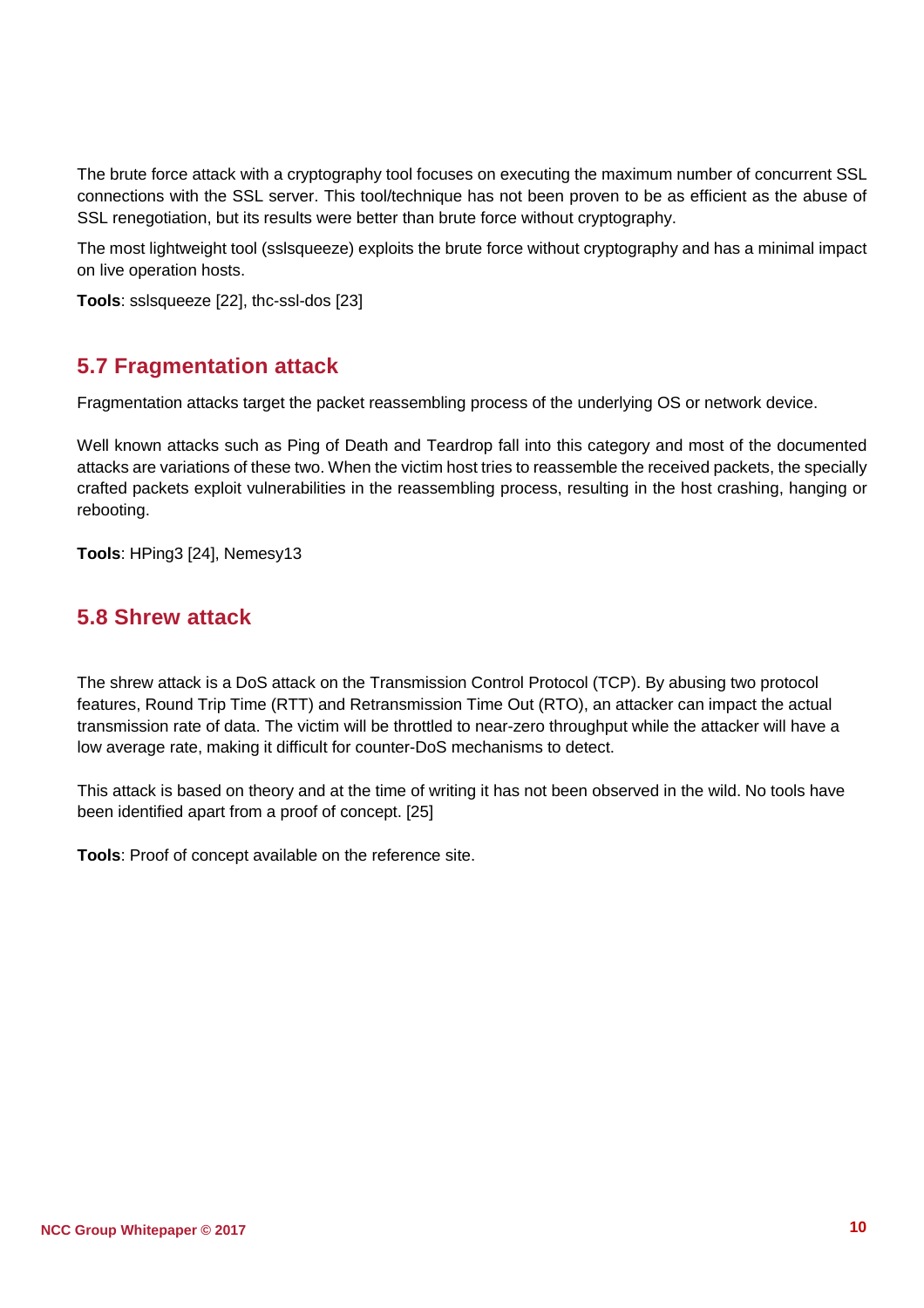The brute force attack with a cryptography tool focuses on executing the maximum number of concurrent SSL connections with the SSL server. This tool/technique has not been proven to be as efficient as the abuse of SSL renegotiation, but its results were better than brute force without cryptography.

The most lightweight tool (sslsqueeze) exploits the brute force without cryptography and has a minimal impact on live operation hosts.

**Tools**: sslsqueeze [22], thc-ssl-dos [23]

## 5.7 Fragmentation attack

Fragmentation attacks target the packet reassembling process of the underlying OS or network device.

Well known attacks such as Ping of Death and Teardrop fall into this category and most of the documented attacks are variations of these two. When the victim host tries to reassemble the received packets, the specially crafted packets exploit vulnerabilities in the reassembling process, resulting in the host crashing, hanging or rebooting.

**Tools**: HPing3 [24], Nemesy13

## 5.8 Shrew attack

The shrew attack is a DoS attack on the Transmission Control Protocol (TCP). By abusing two protocol features, Round Trip Time (RTT) and Retransmission Time Out (RTO), an attacker can impact the actual transmission rate of data. The victim will be throttled to near-zero throughput while the attacker will have a low average rate, making it difficult for counter-DoS mechanisms to detect.

This attack is based on theory and at the time of writing it has not been observed in the wild. No tools have been identified apart from a proof of concept. [25]

**Tools**: Proof of concept available on the reference site.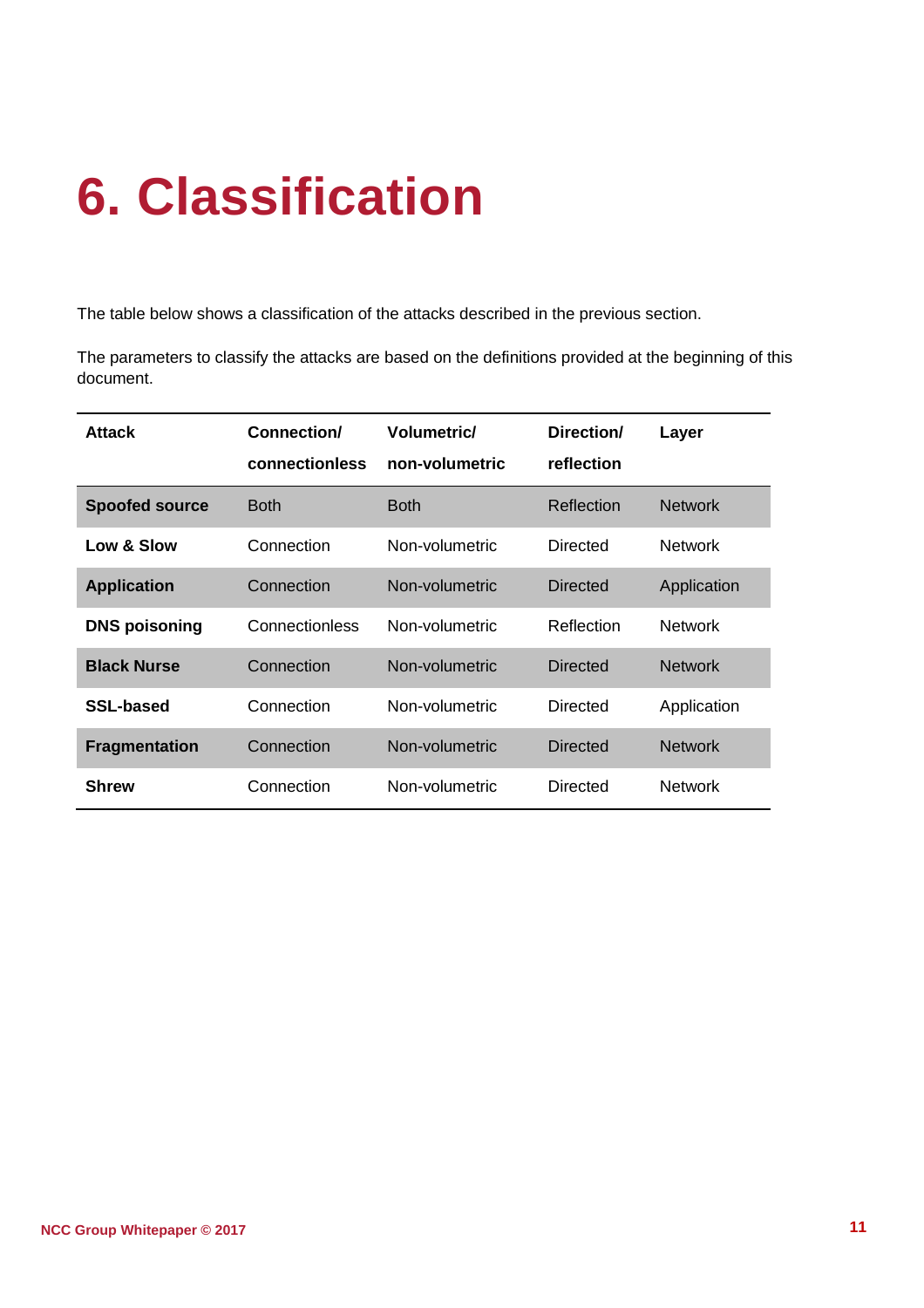# 6. Classification

The table below shows a classification of the attacks described in the previous section.

The parameters to classify the attacks are based on the definitions provided at the beginning of this document.

| Attack | Connection/ connectionless | Volumetric/ non-volumetric | Direction/ reflection | Layer |
|---|---|---|---|---|
| **Spoofed source** | Both | Both | Reflection | Network |
| **Low & Slow** | Connection | Non-volumetric | Directed | Network |
| **Application** | Connection | Non-volumetric | Directed | Application |
| **DNS poisoning** | Connectionless | Non-volumetric | Reflection | Network |
| **Black Nurse** | Connection | Non-volumetric | Directed | Network |
| **SSL-based** | Connection | Non-volumetric | Directed | Application |
| **Fragmentation** | Connection | Non-volumetric | Directed | Network |
| **Shrew** | Connection | Non-volumetric | Directed | Network |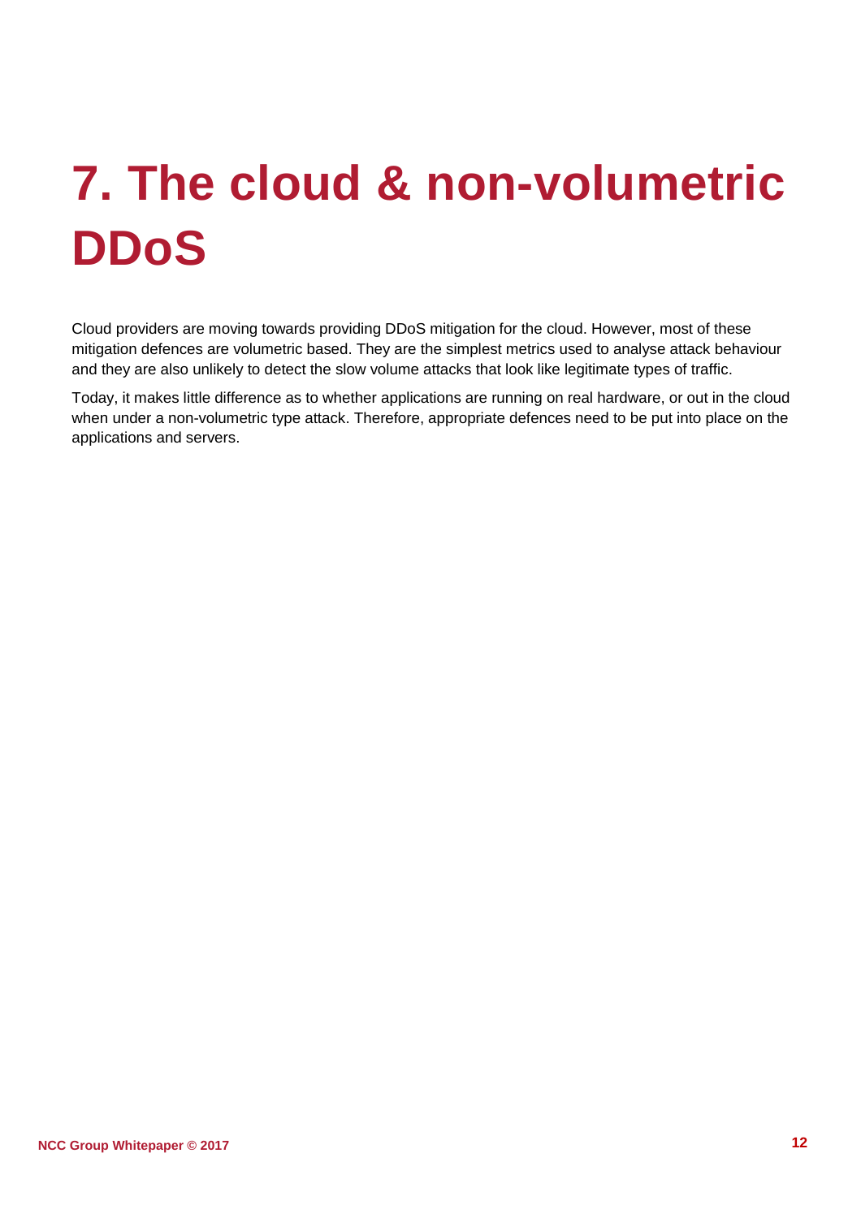# 7. The cloud & non-volumetric DDoS

Cloud providers are moving towards providing DDoS mitigation for the cloud. However, most of these mitigation defences are volumetric based. They are the simplest metrics used to analyse attack behaviour and they are also unlikely to detect the slow volume attacks that look like legitimate types of traffic.

Today, it makes little difference as to whether applications are running on real hardware, or out in the cloud when under a non-volumetric type attack. Therefore, appropriate defences need to be put into place on the applications and servers.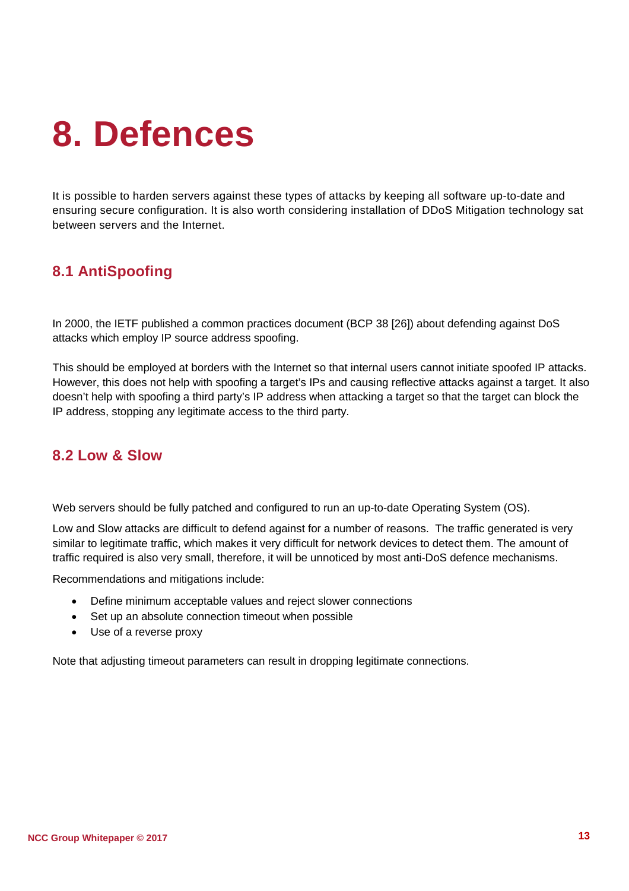# 8. Defences

It is possible to harden servers against these types of attacks by keeping all software up-to-date and ensuring secure configuration. It is also worth considering installation of DDoS Mitigation technology sat between servers and the Internet.

## 8.1 AntiSpoofing

In 2000, the IETF published a common practices document (BCP 38 [26]) about defending against DoS attacks which employ IP source address spoofing.

This should be employed at borders with the Internet so that internal users cannot initiate spoofed IP attacks. However, this does not help with spoofing a target's IPs and causing reflective attacks against a target. It also doesn't help with spoofing a third party's IP address when attacking a target so that the target can block the IP address, stopping any legitimate access to the third party.

## 8.2 Low & Slow

Web servers should be fully patched and configured to run an up-to-date Operating System (OS).

Low and Slow attacks are difficult to defend against for a number of reasons. The traffic generated is very similar to legitimate traffic, which makes it very difficult for network devices to detect them. The amount of traffic required is also very small, therefore, it will be unnoticed by most anti-DoS defence mechanisms.

Recommendations and mitigations include:

- Define minimum acceptable values and reject slower connections
- Set up an absolute connection timeout when possible
- Use of a reverse proxy

Note that adjusting timeout parameters can result in dropping legitimate connections.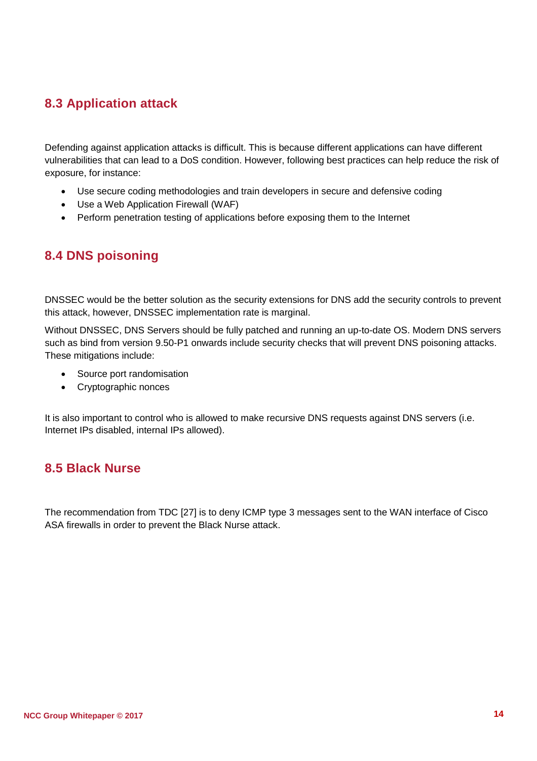## 8.3 Application attack

Defending against application attacks is difficult. This is because different applications can have different vulnerabilities that can lead to a DoS condition. However, following best practices can help reduce the risk of exposure, for instance:

- Use secure coding methodologies and train developers in secure and defensive coding
- Use a Web Application Firewall (WAF)
- Perform penetration testing of applications before exposing them to the Internet

## 8.4 DNS poisoning

DNSSEC would be the better solution as the security extensions for DNS add the security controls to prevent this attack, however, DNSSEC implementation rate is marginal.

Without DNSSEC, DNS Servers should be fully patched and running an up-to-date OS. Modern DNS servers such as bind from version 9.50-P1 onwards include security checks that will prevent DNS poisoning attacks. These mitigations include:

- Source port randomisation
- Cryptographic nonces

It is also important to control who is allowed to make recursive DNS requests against DNS servers (i.e. Internet IPs disabled, internal IPs allowed).

## 8.5 Black Nurse

The recommendation from TDC [27] is to deny ICMP type 3 messages sent to the WAN interface of Cisco ASA firewalls in order to prevent the Black Nurse attack.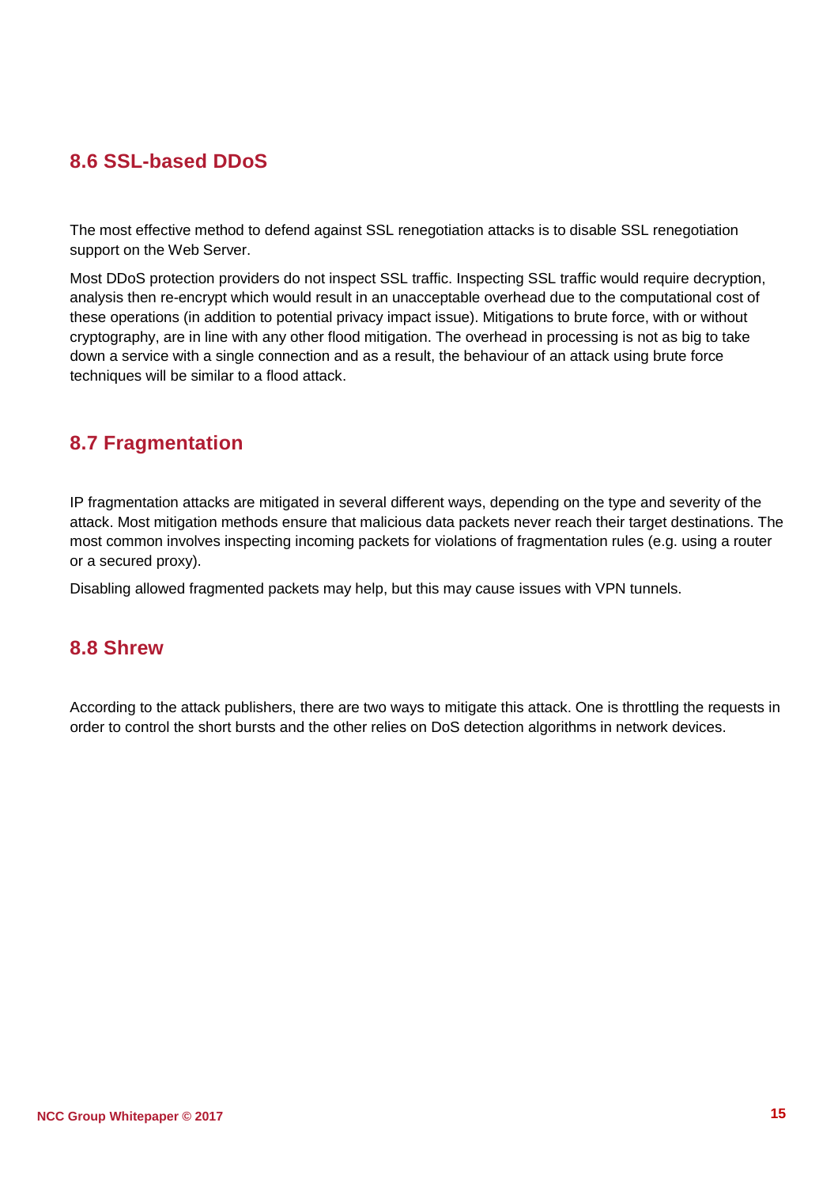## 8.6 SSL-based DDoS

The most effective method to defend against SSL renegotiation attacks is to disable SSL renegotiation support on the Web Server.

Most DDoS protection providers do not inspect SSL traffic. Inspecting SSL traffic would require decryption, analysis then re-encrypt which would result in an unacceptable overhead due to the computational cost of these operations (in addition to potential privacy impact issue). Mitigations to brute force, with or without cryptography, are in line with any other flood mitigation. The overhead in processing is not as big to take down a service with a single connection and as a result, the behaviour of an attack using brute force techniques will be similar to a flood attack.

## 8.7 Fragmentation

IP fragmentation attacks are mitigated in several different ways, depending on the type and severity of the attack. Most mitigation methods ensure that malicious data packets never reach their target destinations. The most common involves inspecting incoming packets for violations of fragmentation rules (e.g. using a router or a secured proxy).

Disabling allowed fragmented packets may help, but this may cause issues with VPN tunnels.

## 8.8 Shrew

According to the attack publishers, there are two ways to mitigate this attack. One is throttling the requests in order to control the short bursts and the other relies on DoS detection algorithms in network devices.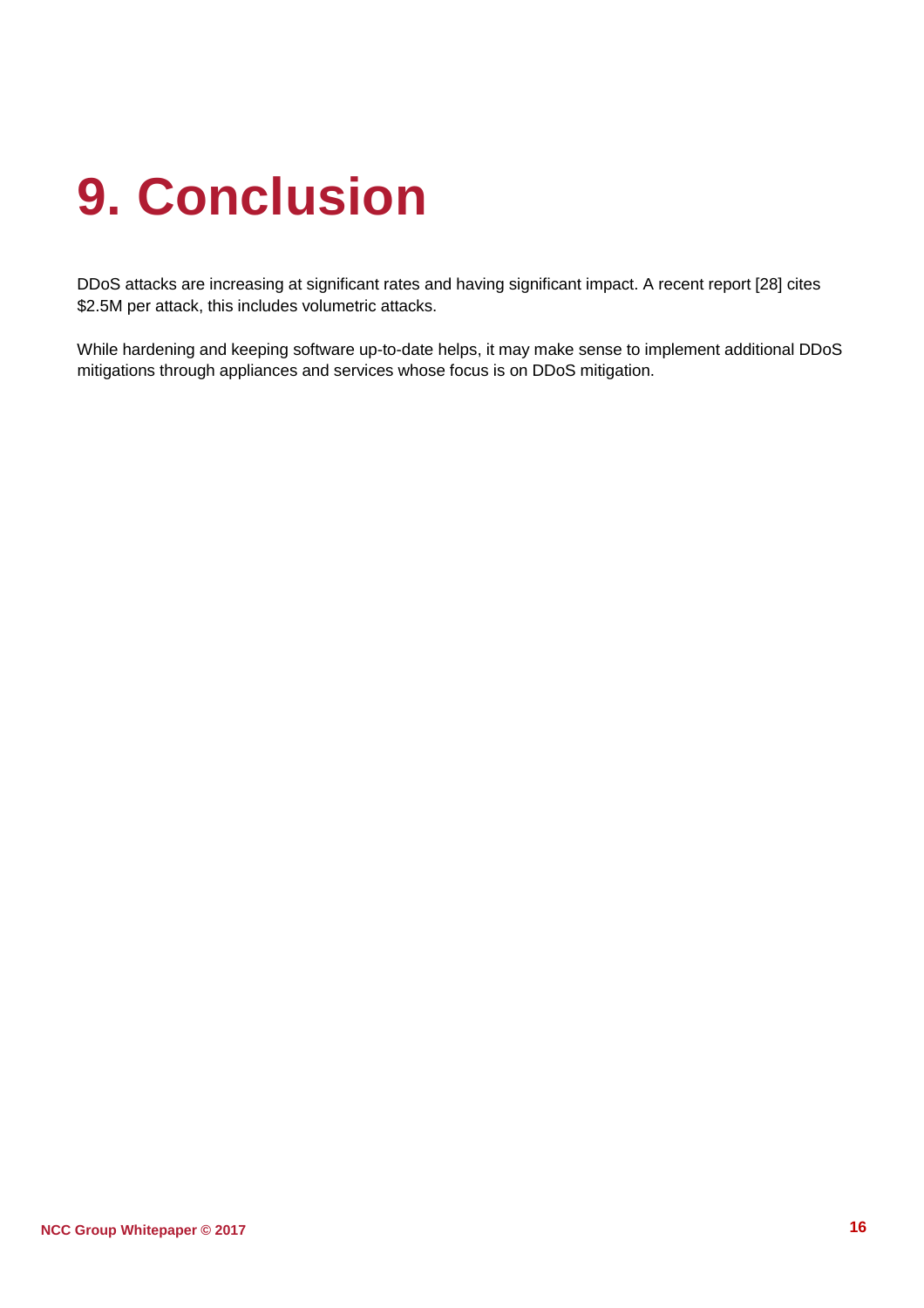# 9. Conclusion

DDoS attacks are increasing at significant rates and having significant impact. A recent report [28] cites $2.5M per attack, this includes volumetric attacks.

While hardening and keeping software up-to-date helps, it may make sense to implement additional DDoS mitigations through appliances and services whose focus is on DDoS mitigation.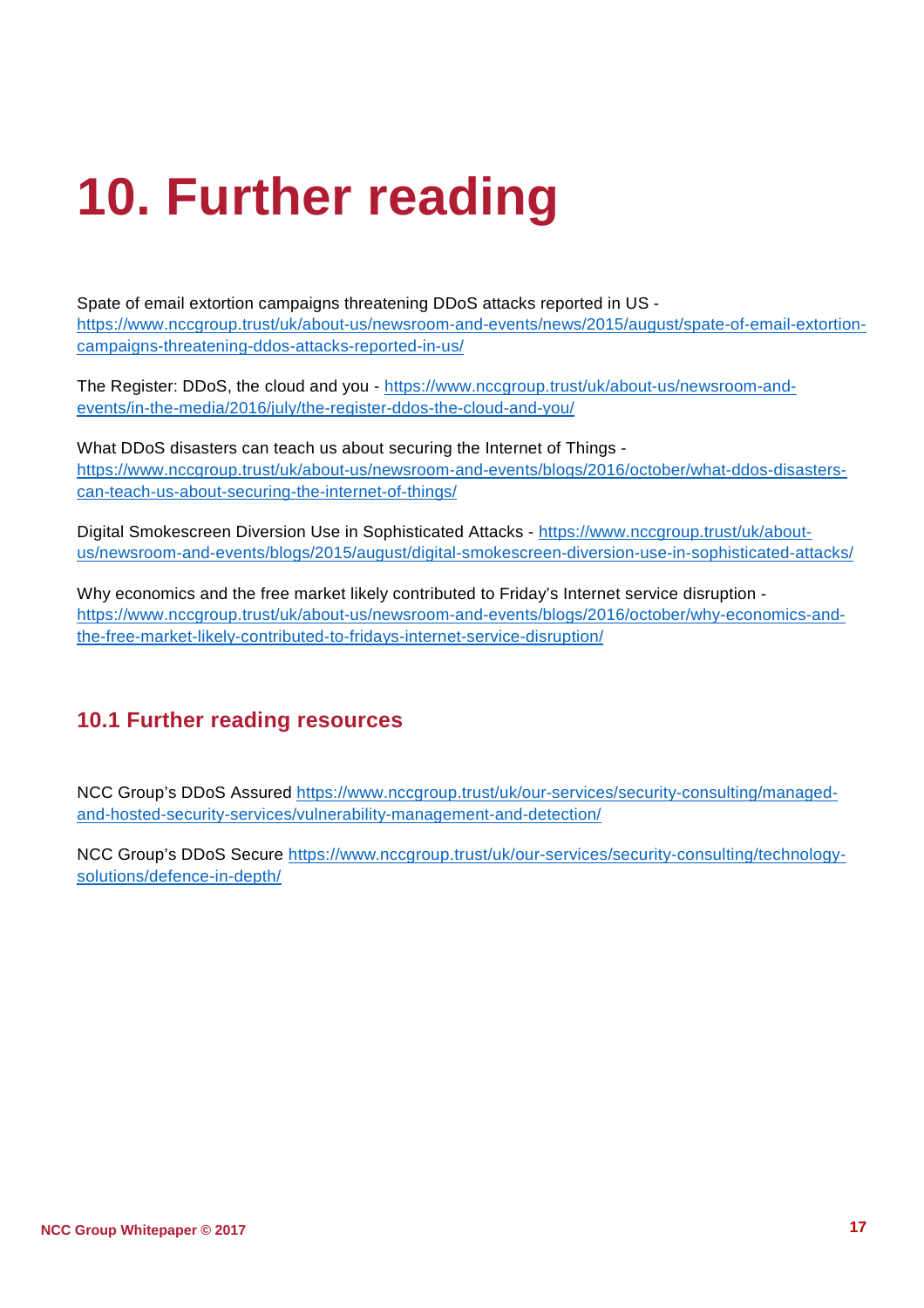# 10. Further reading

Spate of email extortion campaigns threatening DDoS attacks reported in US - https://www.nccgroup.trust/uk/about-us/newsroom-and-events/news/2015/august/spate-of-email-extortion-campaigns-threatening-ddos-attacks-reported-in-us/

The Register: DDoS, the cloud and you - https://www.nccgroup.trust/uk/about-us/newsroom-and-events/in-the-media/2016/july/the-register-ddos-the-cloud-and-you/

What DDoS disasters can teach us about securing the Internet of Things - https://www.nccgroup.trust/uk/about-us/newsroom-and-events/blogs/2016/october/what-ddos-disasters-can-teach-us-about-securing-the-internet-of-things/

Digital Smokescreen Diversion Use in Sophisticated Attacks - https://www.nccgroup.trust/uk/about-us/newsroom-and-events/blogs/2015/august/digital-smokescreen-diversion-use-in-sophisticated-attacks/

Why economics and the free market likely contributed to Friday's Internet service disruption - https://www.nccgroup.trust/uk/about-us/newsroom-and-events/blogs/2016/october/why-economics-and-the-free-market-likely-contributed-to-fridays-internet-service-disruption/

## 10.1 Further reading resources

NCC Group's DDoS Assured https://www.nccgroup.trust/uk/our-services/security-consulting/managed-and-hosted-security-services/vulnerability-management-and-detection/

NCC Group's DDoS Secure https://www.nccgroup.trust/uk/our-services/security-consulting/technology-solutions/defence-in-depth/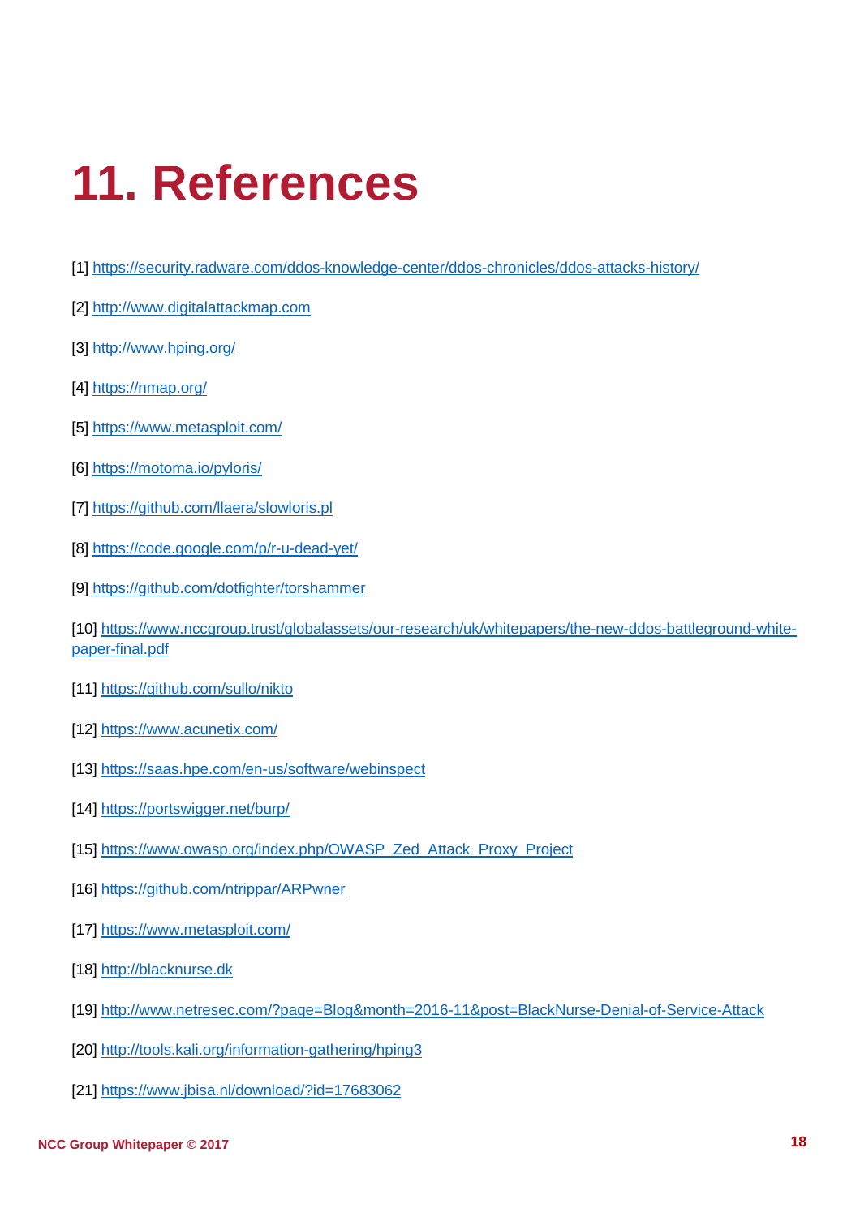# 11. References

[1] https://security.radware.com/ddos-knowledge-center/ddos-chronicles/ddos-attacks-history/

[2] http://www.digitalattackmap.com

[3] http://www.hping.org/

[4] https://nmap.org/

[5] https://www.metasploit.com/

[6] https://motoma.io/pyloris/

[7] https://github.com/llaera/slowloris.pl

[8] https://code.google.com/p/r-u-dead-yet/

[9] https://github.com/dotfighter/torshammer

[10] https://www.nccgroup.trust/globalassets/our-research/uk/whitepapers/the-new-ddos-battleground-white-paper-final.pdf

[11] https://github.com/sullo/nikto

[12] https://www.acunetix.com/

[13] https://saas.hpe.com/en-us/software/webinspect

[14] https://portswigger.net/burp/

[15] https://www.owasp.org/index.php/OWASP_Zed_Attack_Proxy_Project

[16] https://github.com/ntrippar/ARPwner

[17] https://www.metasploit.com/

[18] http://blacknurse.dk

[19] http://www.netresec.com/?page=Blog&month=2016-11&post=BlackNurse-Denial-of-Service-Attack

[20] http://tools.kali.org/information-gathering/hping3

[21] https://www.jbisa.nl/download/?id=17683062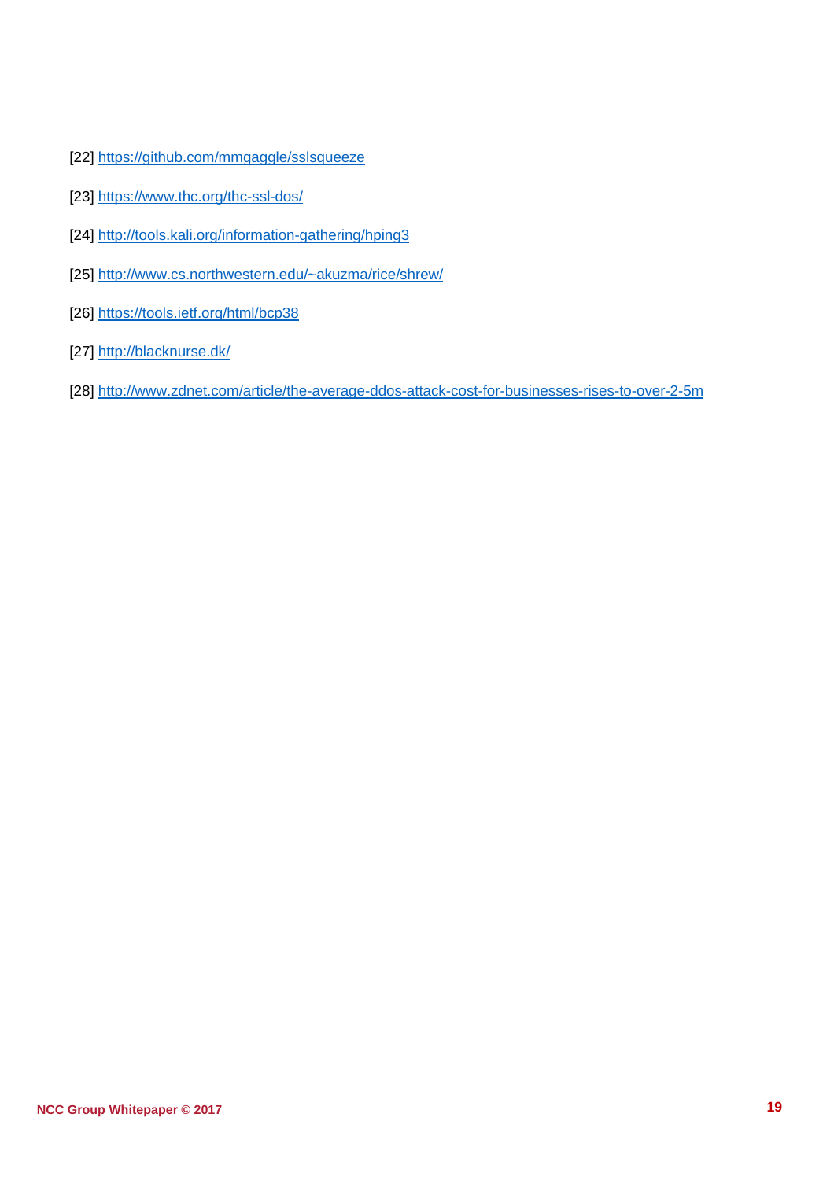[22] https://github.com/mmgaggle/sslsqueeze

[23] https://www.thc.org/thc-ssl-dos/

[24] http://tools.kali.org/information-gathering/hping3

[25] http://www.cs.northwestern.edu/~akuzma/rice/shrew/

[26] https://tools.ietf.org/html/bcp38

[27] http://blacknurse.dk/

[28] http://www.zdnet.com/article/the-average-ddos-attack-cost-for-businesses-rises-to-over-2-5m